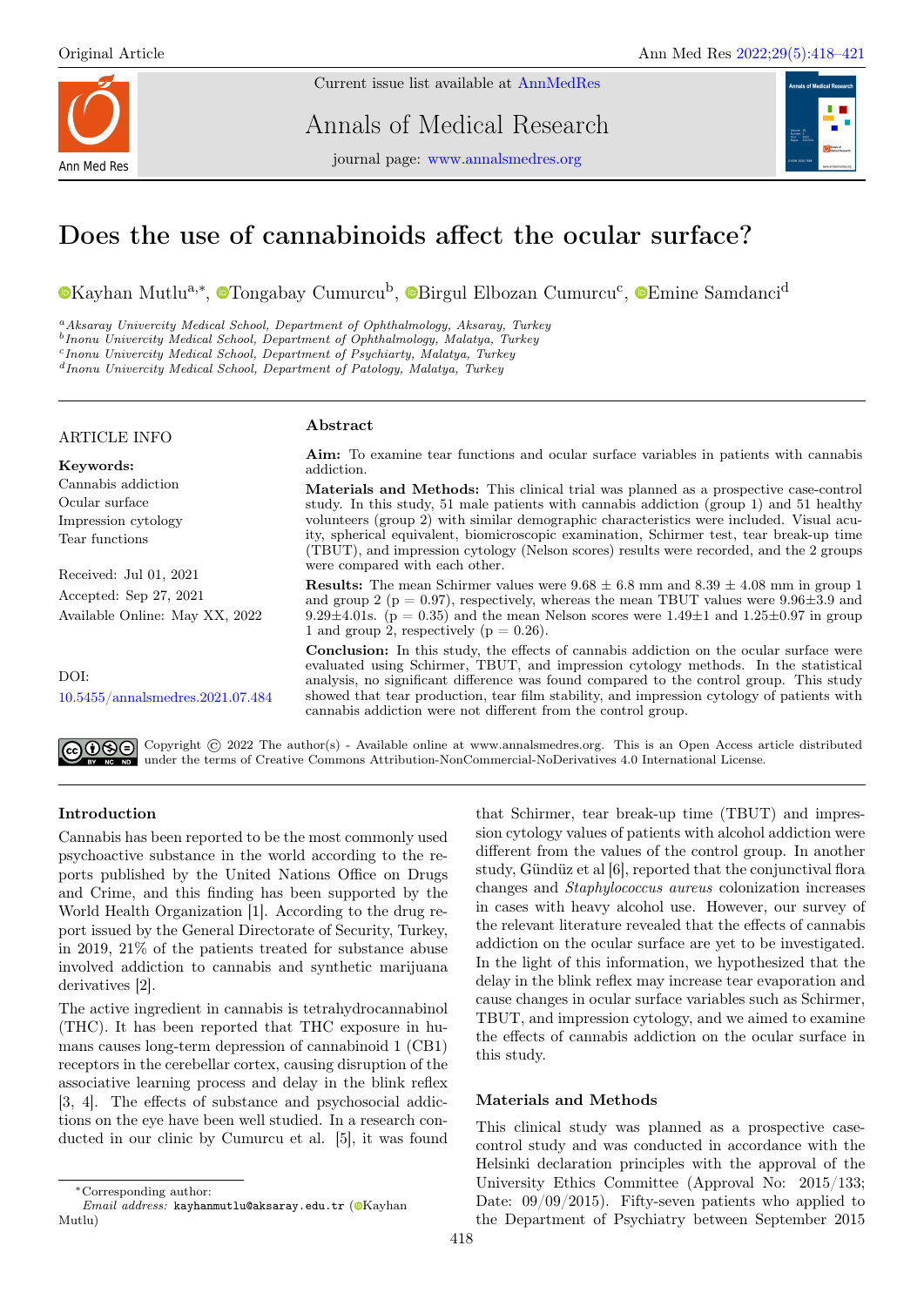# Does the use of cannabinoids affect the ocular surface?

Kayhan Mutlu[a,*], Tongabay Cumurcu[b], Birgul Elbozan Cumurcu[c], Emine Samdanci[d]

[a] *Aksaray Univercity Medical School, Department of Ophthalmology, Aksaray, Turkey*
[b] *Inonu Univercity Medical School, Department of Ophthalmology, Malatya, Turkey*
[c] *Inonu Univercity Medical School, Department of Psychiarty, Malatya, Turkey*
[d] *Inonu Univercity Medical School, Department of Patology, Malatya, Turkey*

ARTICLE INFO

**Keywords:**
Cannabis addiction
Ocular surface
Impression cytology
Tear functions

Received: Jul 01, 2021
Accepted: Sep 27, 2021
Available Online: May XX, 2022

DOI:
10.5455/annalsmedres.2021.07.484

## Abstract

**Aim:** To examine tear functions and ocular surface variables in patients with cannabis addiction.

**Materials and Methods:** This clinical trial was planned as a prospective case-control study. In this study, 51 male patients with cannabis addiction (group 1) and 51 healthy volunteers (group 2) with similar demographic characteristics were included. Visual acuity, spherical equivalent, biomicroscopic examination, Schirmer test, tear break-up time (TBUT), and impression cytology (Nelson scores) results were recorded, and the 2 groups were compared with each other.

**Results:** The mean Schirmer values were $9.68 \pm 6.8$ mm and $8.39 \pm 4.08$ mm in group 1 and group 2 ($p = 0.97$), respectively, whereas the mean TBUT values were $9.96 \pm 3.9$ and $9.29 \pm 4.01$s. ($p = 0.35$) and the mean Nelson scores were $1.49 \pm 1$ and $1.25 \pm 0.97$ in group 1 and group 2, respectively ($p = 0.26$).

**Conclusion:** In this study, the effects of cannabis addiction on the ocular surface were evaluated using Schirmer, TBUT, and impression cytology methods. In the statistical analysis, no significant difference was found compared to the control group. This study showed that tear production, tear film stability, and impression cytology of patients with cannabis addiction were not different from the control group.

Copyright © 2022 The author(s) - Available online at www.annalsmedres.org. This is an Open Access article distributed under the terms of Creative Commons Attribution-NonCommercial-NoDerivatives 4.0 International License.

## Introduction

Cannabis has been reported to be the most commonly used psychoactive substance in the world according to the reports published by the United Nations Office on Drugs and Crime, and this finding has been supported by the World Health Organization [1]. According to the drug report issued by the General Directorate of Security, Turkey, in 2019, 21% of the patients treated for substance abuse involved addiction to cannabis and synthetic marijuana derivatives [2].

The active ingredient in cannabis is tetrahydrocannabinol (THC). It has been reported that THC exposure in humans causes long-term depression of cannabinoid 1 (CB1) receptors in the cerebellar cortex, causing disruption of the associative learning process and delay in the blink reflex [3, 4]. The effects of substance and psychosocial addictions on the eye have been well studied. In a research conducted in our clinic by Cumurcu et al. [5], it was found that Schirmer, tear break-up time (TBUT) and impression cytology values of patients with alcohol addiction were different from the values of the control group. In another study, Gündüz et al [6], reported that the conjunctival flora changes and *Staphylococcus aureus* colonization increases in cases with heavy alcohol use. However, our survey of the relevant literature revealed that the effects of cannabis addiction on the ocular surface are yet to be investigated. In the light of this information, we hypothesized that the delay in the blink reflex may increase tear evaporation and cause changes in ocular surface variables such as Schirmer, TBUT, and impression cytology, and we aimed to examine the effects of cannabis addiction on the ocular surface in this study.

## Materials and Methods

This clinical study was planned as a prospective case-control study and was conducted in accordance with the Helsinki declaration principles with the approval of the University Ethics Committee (Approval No: 2015/133; Date: 09/09/2015). Fifty-seven patients who applied to the Department of Psychiatry between September 2015

*Corresponding author:
*Email address:* kayhanmutlu@aksaray.edu.tr (Kayhan Mutlu)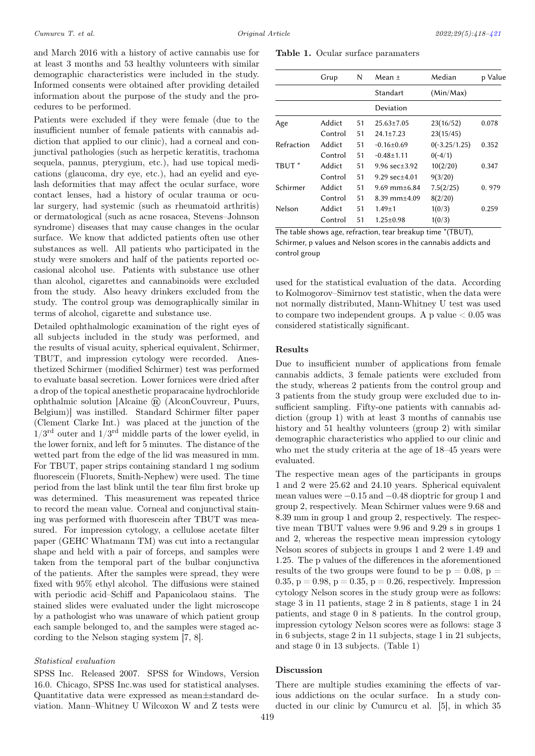and March 2016 with a history of active cannabis use for at least 3 months and 53 healthy volunteers with similar demographic characteristics were included in the study. Informed consents were obtained after providing detailed information about the purpose of the study and the procedures to be performed.

Patients were excluded if they were female (due to the insufficient number of female patients with cannabis addiction that applied to our clinic), had a corneal and conjunctival pathologies (such as herpetic keratitis, trachoma sequela, pannus, pterygium, etc.), had use topical medications (glaucoma, dry eye, etc.), had an eyelid and eyelash deformities that may affect the ocular surface, wore contact lenses, had a history of ocular trauma or ocular surgery, had systemic (such as rheumatoid arthritis) or dermatological (such as acne rosacea, Stevens–Johnson syndrome) diseases that may cause changes in the ocular surface. We know that addicted patients often use other substances as well. All patients who participated in the study were smokers and half of the patients reported occasional alcohol use. Patients with substance use other than alcohol, cigarettes and cannabinoids were excluded from the study. Also heavy drinkers excluded from the study. The control group was demographically similar in terms of alcohol, cigarette and substance use.

Detailed ophthalmologic examination of the right eyes of all subjects included in the study was performed, and the results of visual acuity, spherical equivalent, Schirmer, TBUT, and impression cytology were recorded. Anesthetized Schirmer (modified Schirmer) test was performed to evaluate basal secretion. Lower fornices were dried after a drop of the topical anesthetic proparacaine hydrochloride ophthalmic solution [Alcaine ® (AlconCouvreur, Puurs, Belgium)] was instilled. Standard Schirmer filter paper (Clement Clarke Int.) was placed at the junction of the $1/3^{\text{rd}}$ outer and $1/3^{\text{rd}}$ middle parts of the lower eyelid, in the lower fornix, and left for 5 minutes. The distance of the wetted part from the edge of the lid was measured in mm. For TBUT, paper strips containing standard 1 mg sodium fluorescein (Fluorets, Smith-Nephew) were used. The time period from the last blink until the tear film first broke up was determined. This measurement was repeated thrice to record the mean value. Corneal and conjunctival staining was performed with fluorescein after TBUT was measured. For impression cytology, a cellulose acetate filter paper (GEHC Whatmann TM) was cut into a rectangular shape and held with a pair of forceps, and samples were taken from the temporal part of the bulbar conjunctiva of the patients. After the samples were spread, they were fixed with 95% ethyl alcohol. The diffusions were stained with periodic acid–Schiff and Papanicolaou stains. The stained slides were evaluated under the light microscope by a pathologist who was unaware of which patient group each sample belonged to, and the samples were staged according to the Nelson staging system [7, 8].

### *Statistical evaluation*

SPSS Inc. Released 2007. SPSS for Windows, Version 16.0. Chicago, SPSS Inc.was used for statistical analyses. Quantitative data were expressed as mean±standard deviation. Mann–Whitney U Wilcoxon W and Z tests were used for the statistical evaluation of the data. According to Kolmogorov–Simirnov test statistic, when the data were not normally distributed, Mann-Whitney U test was used to compare two independent groups. A p value $< 0.05$ was considered statistically significant.

**Table 1.** Ocular surface paramaters

| | Grup | N | Mean ± Standart Deviation | Median (Min/Max) | p Value |
|---|---|---|---|---|---|
| Age | Addict | 51 | 25.63±7.05 | 23(16/52) | 0.078 |
| | Control | 51 | 24.1±7.23 | 23(15/45) | |
| Refraction | Addict | 51 | -0.16±0.69 | 0(-3.25/1.25) | 0.352 |
| | Control | 51 | -0.48±1.11 | 0(-4/1) | |
| TBUT * | Addict | 51 | 9.96 sec±3.92 | 10(2/20) | 0.347 |
| | Control | 51 | 9.29 sec±4.01 | 9(3/20) | |
| Schirmer | Addict | 51 | 9.69 mm±6.84 | 7.5(2/25) | 0. 979 |
| | Control | 51 | 8.39 mm±4.09 | 8(2/20) | |
| Nelson | Addict | 51 | 1.49±1 | 1(0/3) | 0.259 |
| | Control | 51 | 1.25±0.98 | 1(0/3) | |

The table shows age, refraction, tear breakup time *(TBUT), Schirmer, p values and Nelson scores in the cannabis addicts and control group

## Results

Due to insufficient number of applications from female cannabis addicts, 3 female patients were excluded from the study, whereas 2 patients from the control group and 3 patients from the study group were excluded due to insufficient sampling. Fifty-one patients with cannabis addiction (group 1) with at least 3 months of cannabis use history and 51 healthy volunteers (group 2) with similar demographic characteristics who applied to our clinic and who met the study criteria at the age of 18–45 years were evaluated.

The respective mean ages of the participants in groups 1 and 2 were 25.62 and 24.10 years. Spherical equivalent mean values were −0.15 and −0.48 dioptric for group 1 and group 2, respectively. Mean Schirmer values were 9.68 and 8.39 mm in group 1 and group 2, respectively. The respective mean TBUT values were 9.96 and 9.29 s in groups 1 and 2, whereas the respective mean impression cytology Nelson scores of subjects in groups 1 and 2 were 1.49 and 1.25. The p values of the differences in the aforementioned results of the two groups were found to be $p = 0.08$, $p = 0.35$, $p = 0.98$, $p = 0.35$, $p = 0.26$, respectively. Impression cytology Nelson scores in the study group were as follows: stage 3 in 11 patients, stage 2 in 8 patients, stage 1 in 24 patients, and stage 0 in 8 patients. In the control group, impression cytology Nelson scores were as follows: stage 3 in 6 subjects, stage 2 in 11 subjects, stage 1 in 21 subjects, and stage 0 in 13 subjects. (Table 1)

## Discussion

There are multiple studies examining the effects of various addictions on the ocular surface. In a study conducted in our clinic by Cumurcu et al. [5], in which 35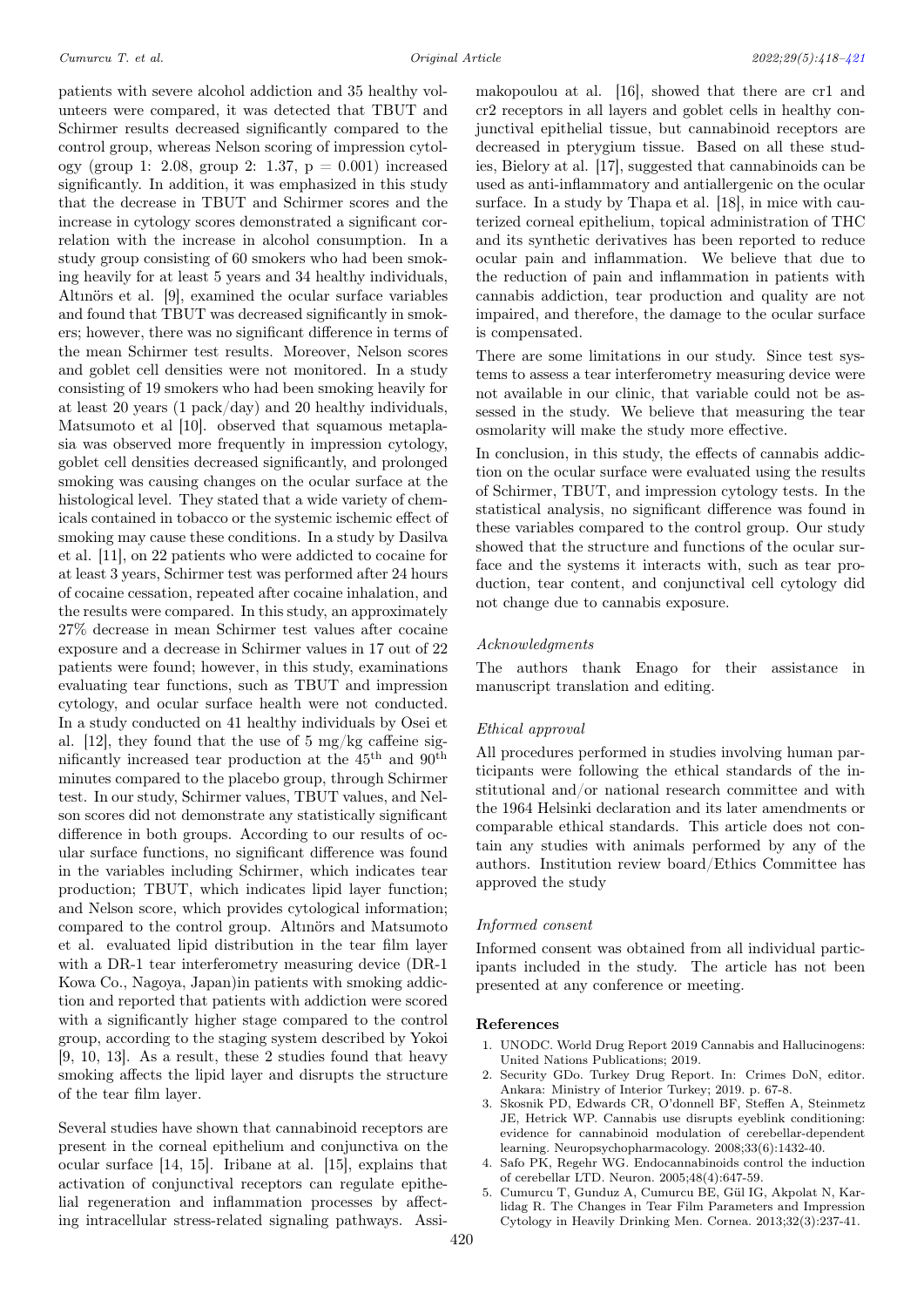patients with severe alcohol addiction and 35 healthy volunteers were compared, it was detected that TBUT and Schirmer results decreased significantly compared to the control group, whereas Nelson scoring of impression cytology (group 1: 2.08, group 2: 1.37, $p = 0.001$) increased significantly. In addition, it was emphasized in this study that the decrease in TBUT and Schirmer scores and the increase in cytology scores demonstrated a significant correlation with the increase in alcohol consumption. In a study group consisting of 60 smokers who had been smoking heavily for at least 5 years and 34 healthy individuals, Altınörs et al. [9], examined the ocular surface variables and found that TBUT was decreased significantly in smokers; however, there was no significant difference in terms of the mean Schirmer test results. Moreover, Nelson scores and goblet cell densities were not monitored. In a study consisting of 19 smokers who had been smoking heavily for at least 20 years (1 pack/day) and 20 healthy individuals, Matsumoto et al [10]. observed that squamous metaplasia was observed more frequently in impression cytology, goblet cell densities decreased significantly, and prolonged smoking was causing changes on the ocular surface at the histological level. They stated that a wide variety of chemicals contained in tobacco or the systemic ischemic effect of smoking may cause these conditions. In a study by Dasilva et al. [11], on 22 patients who were addicted to cocaine for at least 3 years, Schirmer test was performed after 24 hours of cocaine cessation, repeated after cocaine inhalation, and the results were compared. In this study, an approximately 27% decrease in mean Schirmer test values after cocaine exposure and a decrease in Schirmer values in 17 out of 22 patients were found; however, in this study, examinations evaluating tear functions, such as TBUT and impression cytology, and ocular surface health were not conducted. In a study conducted on 41 healthy individuals by Osei et al. [12], they found that the use of 5 mg/kg caffeine significantly increased tear production at the $45^{th}$ and $90^{th}$ minutes compared to the placebo group, through Schirmer test. In our study, Schirmer values, TBUT values, and Nelson scores did not demonstrate any statistically significant difference in both groups. According to our results of ocular surface functions, no significant difference was found in the variables including Schirmer, which indicates tear production; TBUT, which indicates lipid layer function; and Nelson score, which provides cytological information; compared to the control group. Altınörs and Matsumoto et al. evaluated lipid distribution in the tear film layer with a DR-1 tear interferometry measuring device (DR-1 Kowa Co., Nagoya, Japan)in patients with smoking addiction and reported that patients with addiction were scored with a significantly higher stage compared to the control group, according to the staging system described by Yokoi [9, 10, 13]. As a result, these 2 studies found that heavy smoking affects the lipid layer and disrupts the structure of the tear film layer.

Several studies have shown that cannabinoid receptors are present in the corneal epithelium and conjunctiva on the ocular surface [14, 15]. Iribane at al. [15], explains that activation of conjunctival receptors can regulate epithelial regeneration and inflammation processes by affecting intracellular stress-related signaling pathways. Assimakopoulou at al. [16], showed that there are cr1 and cr2 receptors in all layers and goblet cells in healthy conjunctival epithelial tissue, but cannabinoid receptors are decreased in pterygium tissue. Based on all these studies, Bielory at al. [17], suggested that cannabinoids can be used as anti-inflammatory and antiallergenic on the ocular surface. In a study by Thapa et al. [18], in mice with cauterized corneal epithelium, topical administration of THC and its synthetic derivatives has been reported to reduce ocular pain and inflammation. We believe that due to the reduction of pain and inflammation in patients with cannabis addiction, tear production and quality are not impaired, and therefore, the damage to the ocular surface is compensated.

There are some limitations in our study. Since test systems to assess a tear interferometry measuring device were not available in our clinic, that variable could not be assessed in the study. We believe that measuring the tear osmolarity will make the study more effective.

In conclusion, in this study, the effects of cannabis addiction on the ocular surface were evaluated using the results of Schirmer, TBUT, and impression cytology tests. In the statistical analysis, no significant difference was found in these variables compared to the control group. Our study showed that the structure and functions of the ocular surface and the systems it interacts with, such as tear production, tear content, and conjunctival cell cytology did not change due to cannabis exposure.

### *Acknowledgments*

The authors thank Enago for their assistance in manuscript translation and editing.

### *Ethical approval*

All procedures performed in studies involving human participants were following the ethical standards of the institutional and/or national research committee and with the 1964 Helsinki declaration and its later amendments or comparable ethical standards. This article does not contain any studies with animals performed by any of the authors. Institution review board/Ethics Committee has approved the study

### *Informed consent*

Informed consent was obtained from all individual participants included in the study. The article has not been presented at any conference or meeting.

## References

1. UNODC. World Drug Report 2019 Cannabis and Hallucinogens: United Nations Publications; 2019.
2. Security GDo. Turkey Drug Report. In: Crimes DoN, editor. Ankara: Ministry of Interior Turkey; 2019. p. 67-8.
3. Skosnik PD, Edwards CR, O'donnell BF, Steffen A, Steinmetz JE, Hetrick WP. Cannabis use disrupts eyeblink conditioning: evidence for cannabinoid modulation of cerebellar-dependent learning. Neuropsychopharmacology. 2008;33(6):1432-40.
4. Safo PK, Regehr WG. Endocannabinoids control the induction of cerebellar LTD. Neuron. 2005;48(4):647-59.
5. Cumurcu T, Gunduz A, Cumurcu BE, Gül IG, Akpolat N, Karlidag R. The Changes in Tear Film Parameters and Impression Cytology in Heavily Drinking Men. Cornea. 2013;32(3):237-41.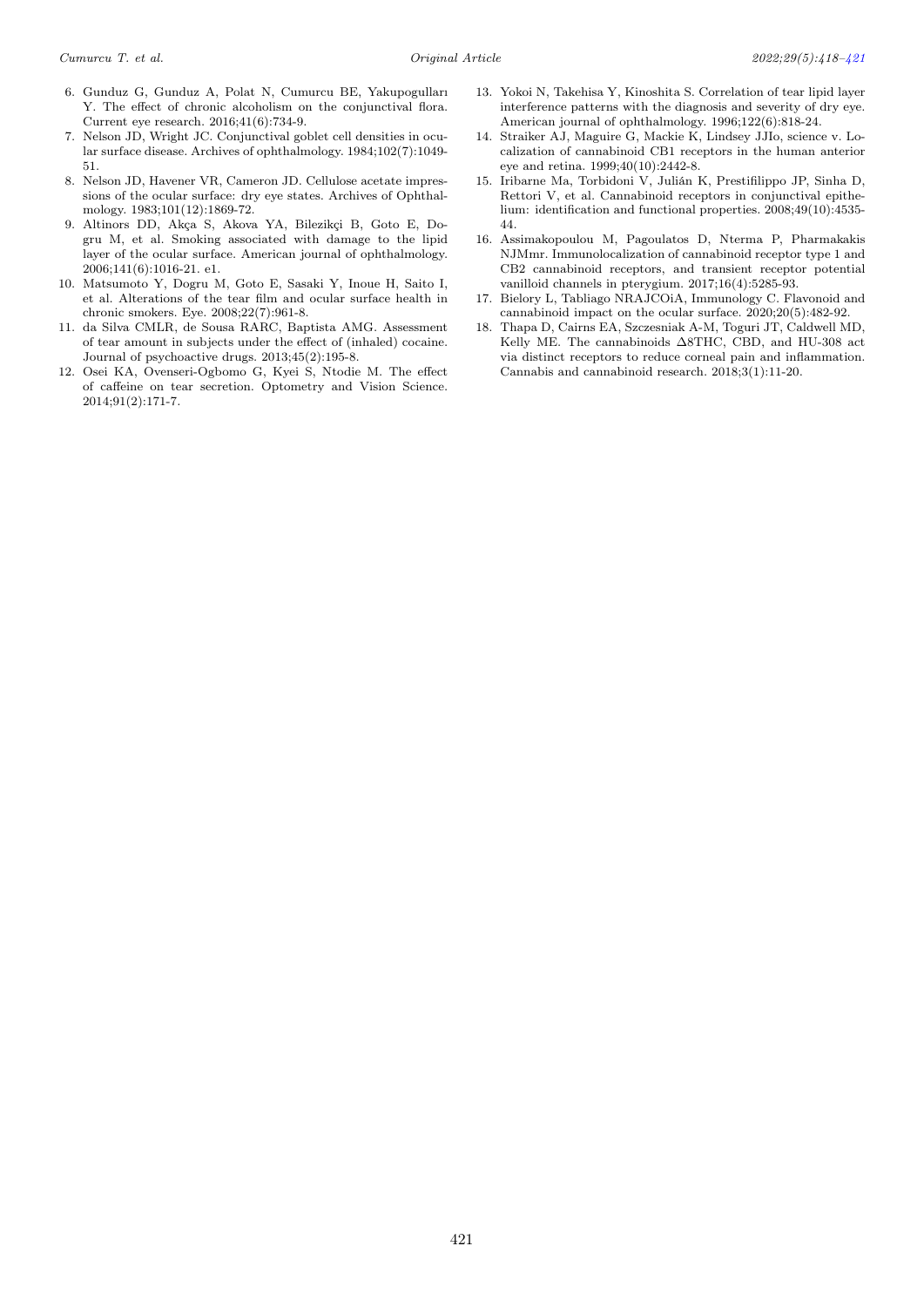6. Gunduz G, Gunduz A, Polat N, Cumurcu BE, Yakupogulları Y. The effect of chronic alcoholism on the conjunctival flora. Current eye research. 2016;41(6):734-9.
7. Nelson JD, Wright JC. Conjunctival goblet cell densities in ocular surface disease. Archives of ophthalmology. 1984;102(7):1049-51.
8. Nelson JD, Havener VR, Cameron JD. Cellulose acetate impressions of the ocular surface: dry eye states. Archives of Ophthalmology. 1983;101(12):1869-72.
9. Altinors DD, Akça S, Akova YA, Bilezikçi B, Goto E, Dogru M, et al. Smoking associated with damage to the lipid layer of the ocular surface. American journal of ophthalmology. 2006;141(6):1016-21. e1.
10. Matsumoto Y, Dogru M, Goto E, Sasaki Y, Inoue H, Saito I, et al. Alterations of the tear film and ocular surface health in chronic smokers. Eye. 2008;22(7):961-8.
11. da Silva CMLR, de Sousa RARC, Baptista AMG. Assessment of tear amount in subjects under the effect of (inhaled) cocaine. Journal of psychoactive drugs. 2013;45(2):195-8.
12. Osei KA, Ovenseri-Ogbomo G, Kyei S, Ntodie M. The effect of caffeine on tear secretion. Optometry and Vision Science. 2014;91(2):171-7.
13. Yokoi N, Takehisa Y, Kinoshita S. Correlation of tear lipid layer interference patterns with the diagnosis and severity of dry eye. American journal of ophthalmology. 1996;122(6):818-24.
14. Straiker AJ, Maguire G, Mackie K, Lindsey JJIo, science v. Localization of cannabinoid CB1 receptors in the human anterior eye and retina. 1999;40(10):2442-8.
15. Iribarne Ma, Torbidoni V, Julián K, Prestifilippo JP, Sinha D, Rettori V, et al. Cannabinoid receptors in conjunctival epithelium: identification and functional properties. 2008;49(10):4535-44.
16. Assimakopoulou M, Pagoulatos D, Nterma P, Pharmakakis NJMmr. Immunolocalization of cannabinoid receptor type 1 and CB2 cannabinoid receptors, and transient receptor potential vanilloid channels in pterygium. 2017;16(4):5285-93.
17. Bielory L, Tabliago NRAJCOiA, Immunology C. Flavonoid and cannabinoid impact on the ocular surface. 2020;20(5):482-92.
18. Thapa D, Cairns EA, Szczesniak A-M, Toguri JT, Caldwell MD, Kelly ME. The cannabinoids Δ8THC, CBD, and HU-308 act via distinct receptors to reduce corneal pain and inflammation. Cannabis and cannabinoid research. 2018;3(1):11-20.